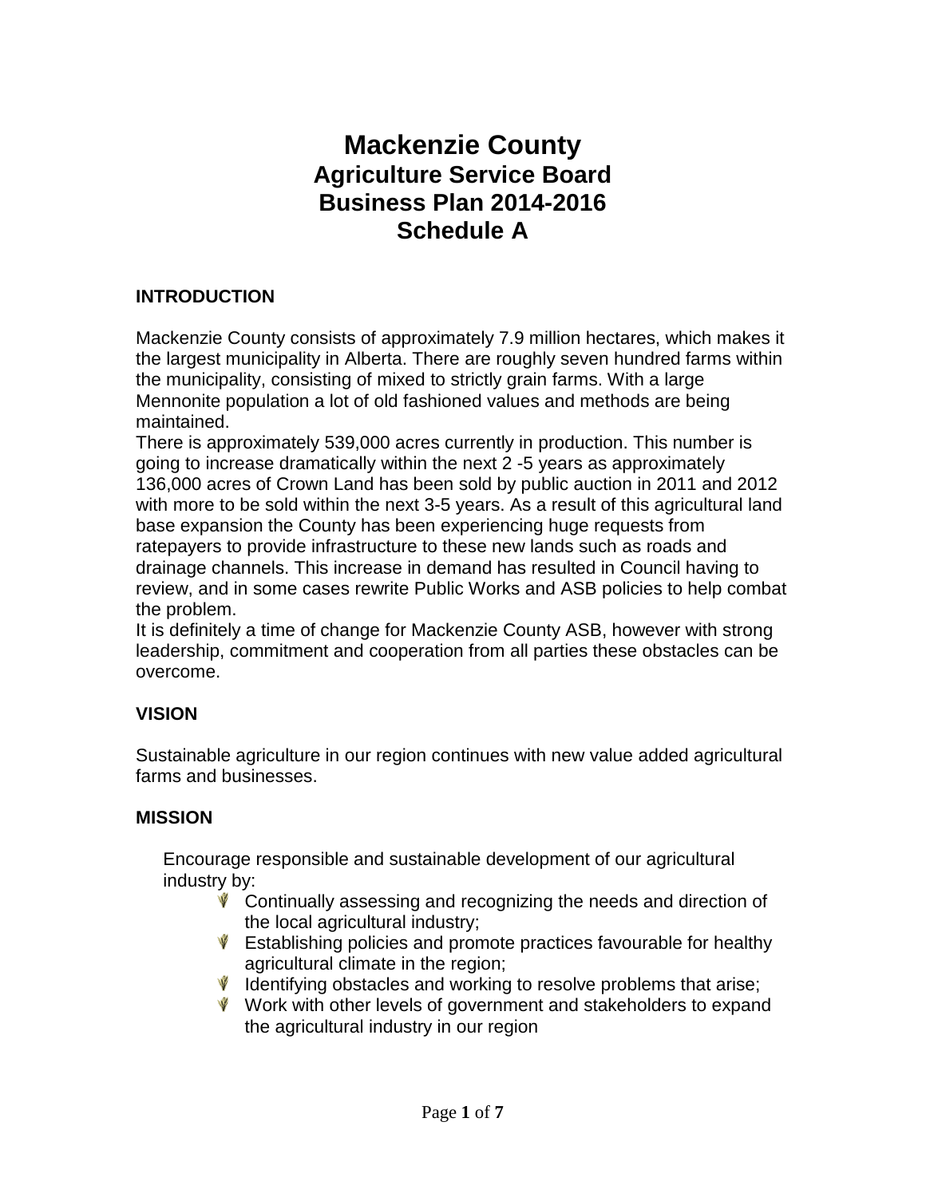# Mackenzie County
## Agriculture Service Board
## Business Plan 2014-2016
## Schedule A

### INTRODUCTION

Mackenzie County consists of approximately 7.9 million hectares, which makes it the largest municipality in Alberta. There are roughly seven hundred farms within the municipality, consisting of mixed to strictly grain farms. With a large Mennonite population a lot of old fashioned values and methods are being maintained.

There is approximately 539,000 acres currently in production. This number is going to increase dramatically within the next 2 -5 years as approximately 136,000 acres of Crown Land has been sold by public auction in 2011 and 2012 with more to be sold within the next 3-5 years. As a result of this agricultural land base expansion the County has been experiencing huge requests from ratepayers to provide infrastructure to these new lands such as roads and drainage channels. This increase in demand has resulted in Council having to review, and in some cases rewrite Public Works and ASB policies to help combat the problem.

It is definitely a time of change for Mackenzie County ASB, however with strong leadership, commitment and cooperation from all parties these obstacles can be overcome.

### VISION

Sustainable agriculture in our region continues with new value added agricultural farms and businesses.

### MISSION

Encourage responsible and sustainable development of our agricultural industry by:

- Continually assessing and recognizing the needs and direction of the local agricultural industry;
- Establishing policies and promote practices favourable for healthy agricultural climate in the region;
- Identifying obstacles and working to resolve problems that arise;
- Work with other levels of government and stakeholders to expand the agricultural industry in our region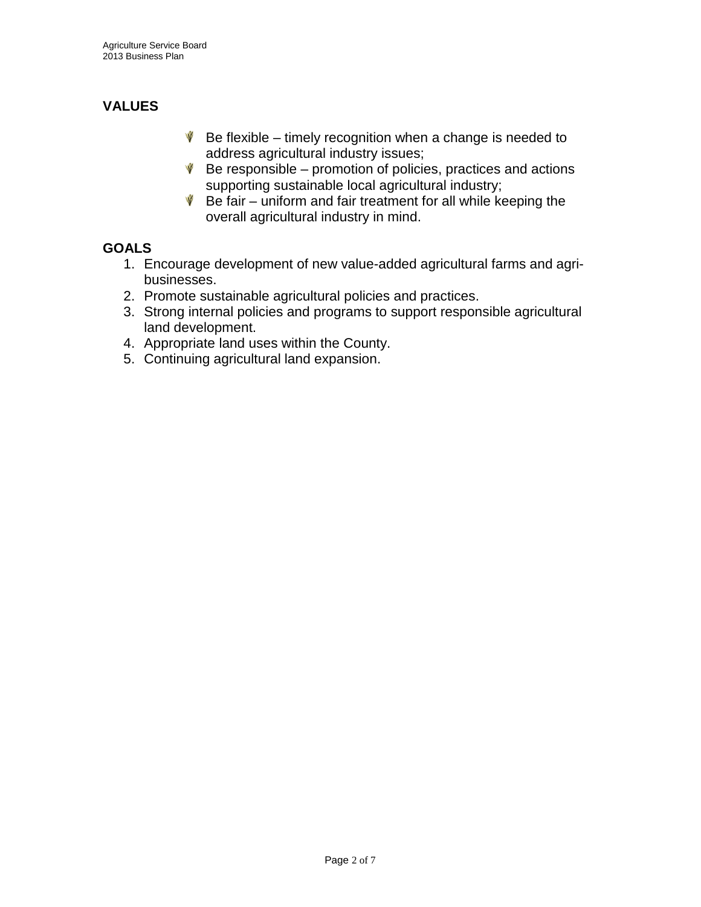## VALUES

- Be flexible – timely recognition when a change is needed to address agricultural industry issues;
- Be responsible – promotion of policies, practices and actions supporting sustainable local agricultural industry;
- Be fair – uniform and fair treatment for all while keeping the overall agricultural industry in mind.

## GOALS

1. Encourage development of new value-added agricultural farms and agri-businesses.
2. Promote sustainable agricultural policies and practices.
3. Strong internal policies and programs to support responsible agricultural land development.
4. Appropriate land uses within the County.
5. Continuing agricultural land expansion.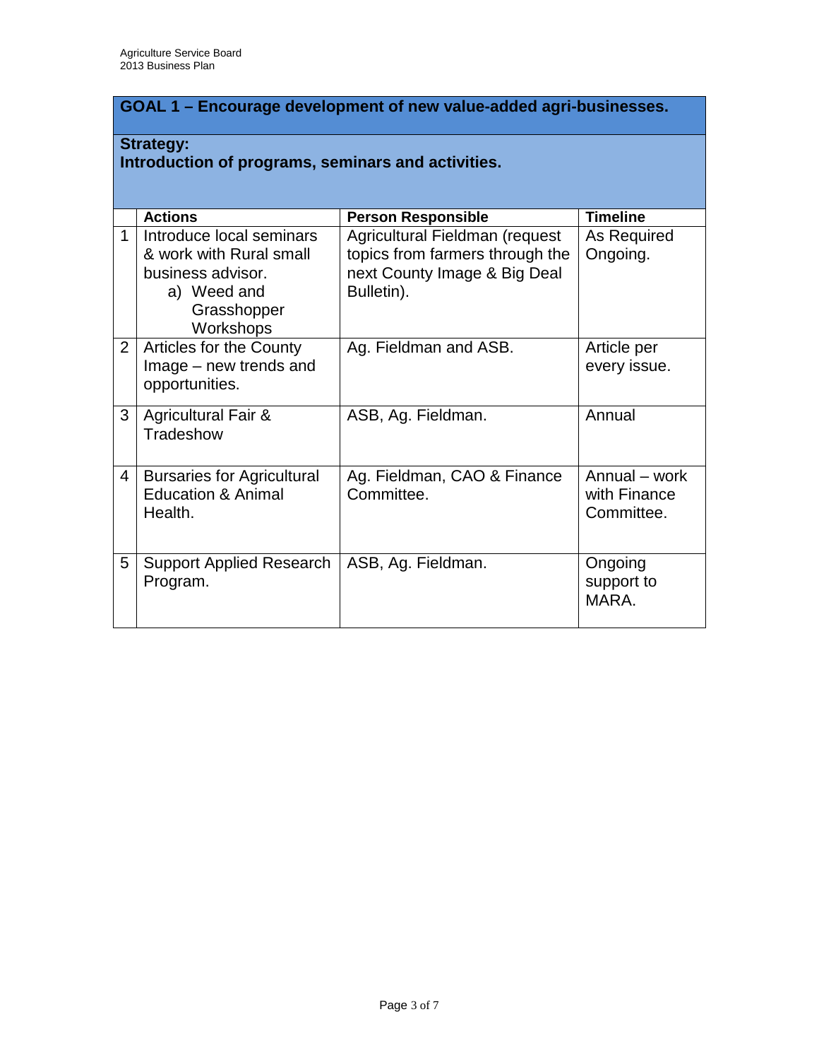## GOAL 1 – Encourage development of new value-added agri-businesses.

**Strategy:**
**Introduction of programs, seminars and activities.**

| | Actions | Person Responsible | Timeline |
|---|---|---|---|
| 1 | Introduce local seminars & work with Rural small business advisor.<br>a) Weed and Grasshopper Workshops | Agricultural Fieldman (request topics from farmers through the next County Image & Big Deal Bulletin). | As Required Ongoing. |
| 2 | Articles for the County Image – new trends and opportunities. | Ag. Fieldman and ASB. | Article per every issue. |
| 3 | Agricultural Fair & Tradeshow | ASB, Ag. Fieldman. | Annual |
| 4 | Bursaries for Agricultural Education & Animal Health. | Ag. Fieldman, CAO & Finance Committee. | Annual – work with Finance Committee. |
| 5 | Support Applied Research Program. | ASB, Ag. Fieldman. | Ongoing support to MARA. |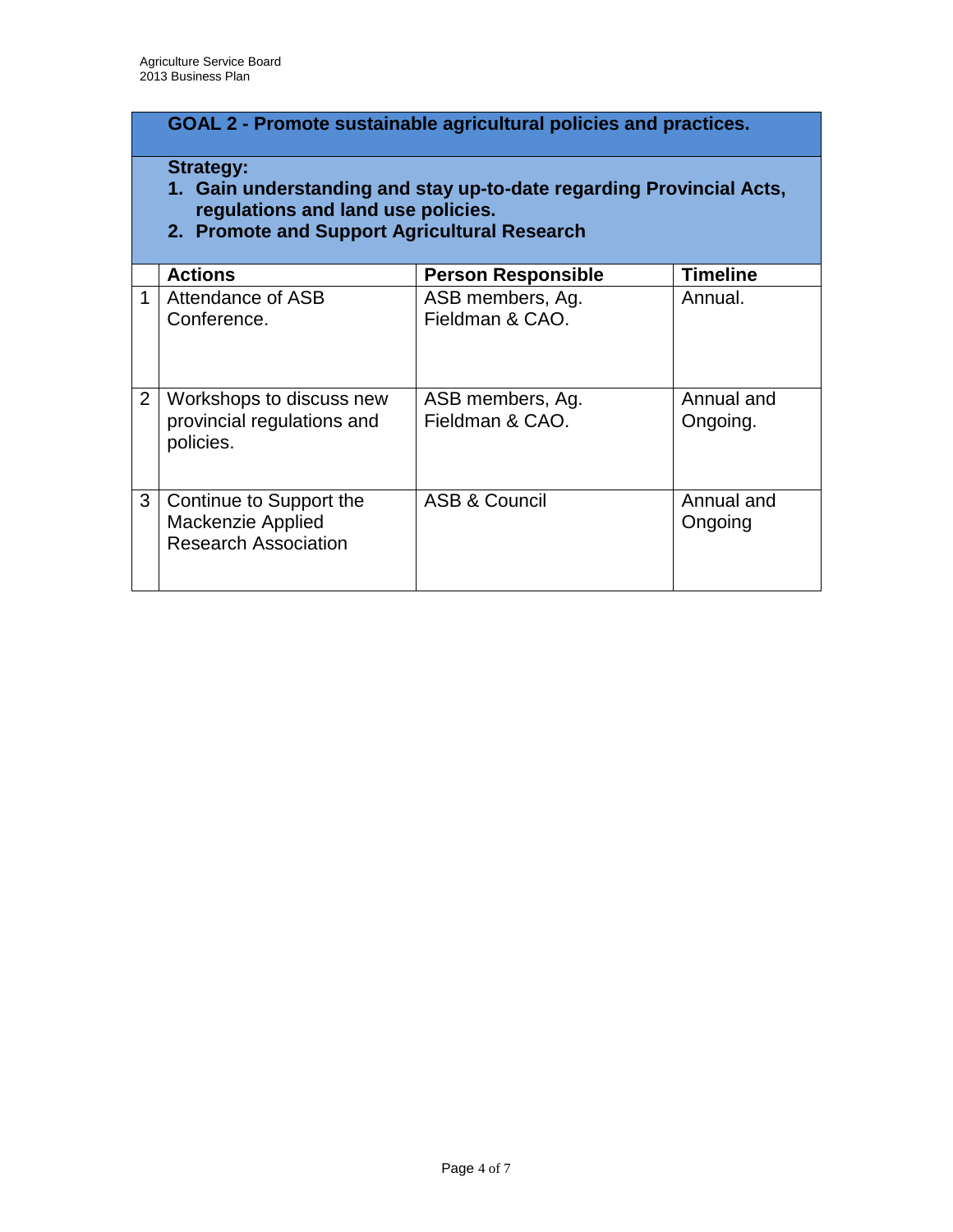## GOAL 2 - Promote sustainable agricultural policies and practices.

**Strategy:**

1. **Gain understanding and stay up-to-date regarding Provincial Acts, regulations and land use policies.**
2. **Promote and Support Agricultural Research**

| | Actions | Person Responsible | Timeline |
|---|---|---|---|
| 1 | Attendance of ASB Conference. | ASB members, Ag. Fieldman & CAO. | Annual. |
| 2 | Workshops to discuss new provincial regulations and policies. | ASB members, Ag. Fieldman & CAO. | Annual and Ongoing. |
| 3 | Continue to Support the Mackenzie Applied Research Association | ASB & Council | Annual and Ongoing |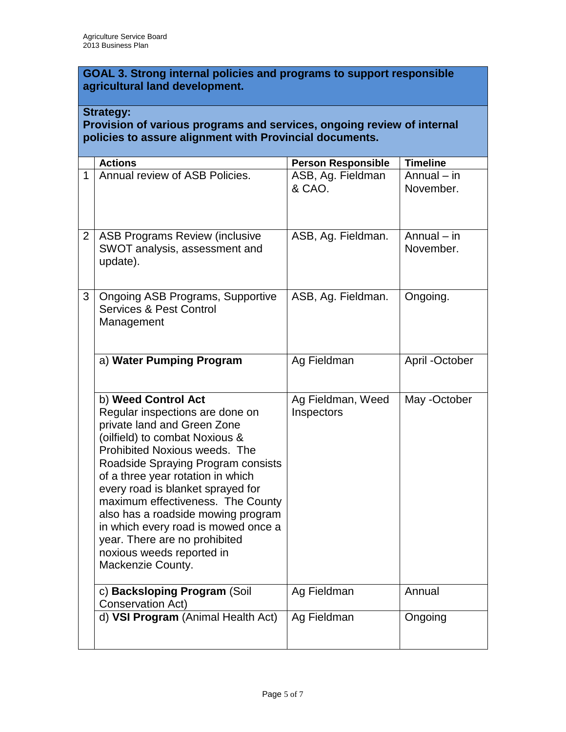## GOAL 3. Strong internal policies and programs to support responsible agricultural land development.

**Strategy:**
**Provision of various programs and services, ongoing review of internal policies to assure alignment with Provincial documents.**

| | Actions | Person Responsible | Timeline |
|---|---|---|---|
| 1 | Annual review of ASB Policies. | ASB, Ag. Fieldman & CAO. | Annual – in November. |
| 2 | ASB Programs Review (inclusive SWOT analysis, assessment and update). | ASB, Ag. Fieldman. | Annual – in November. |
| 3 | Ongoing ASB Programs, Supportive Services & Pest Control Management | ASB, Ag. Fieldman. | Ongoing. |
| | a) **Water Pumping Program** | Ag Fieldman | April -October |
| | b) **Weed Control Act** Regular inspections are done on private land and Green Zone (oilfield) to combat Noxious & Prohibited Noxious weeds. The Roadside Spraying Program consists of a three year rotation in which every road is blanket sprayed for maximum effectiveness. The County also has a roadside mowing program in which every road is mowed once a year. There are no prohibited noxious weeds reported in Mackenzie County. | Ag Fieldman, Weed Inspectors | May -October |
| | c) **Backsloping Program** (Soil Conservation Act) | Ag Fieldman | Annual |
| | d) **VSI Program** (Animal Health Act) | Ag Fieldman | Ongoing |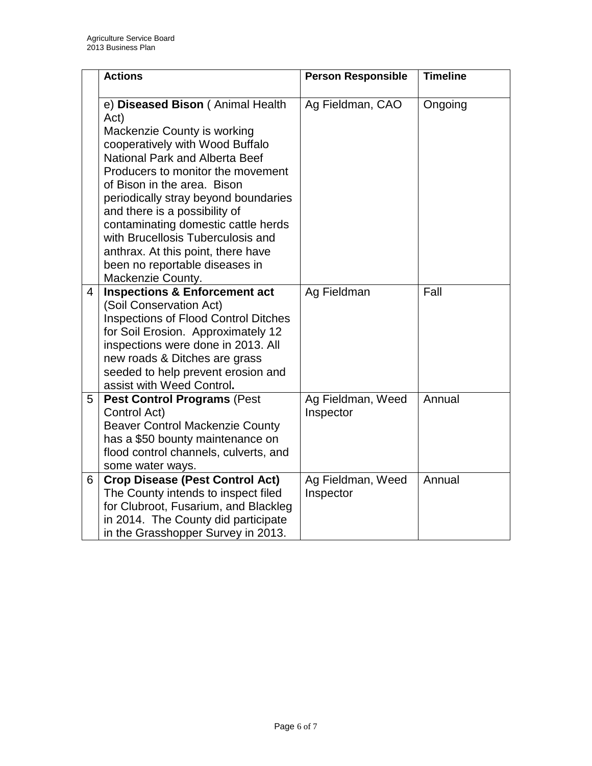| | Actions | Person Responsible | Timeline |
|---|---|---|---|
| | e) **Diseased Bison** ( Animal Health Act) Mackenzie County is working cooperatively with Wood Buffalo National Park and Alberta Beef Producers to monitor the movement of Bison in the area. Bison periodically stray beyond boundaries and there is a possibility of contaminating domestic cattle herds with Brucellosis Tuberculosis and anthrax. At this point, there have been no reportable diseases in Mackenzie County. | Ag Fieldman, CAO | Ongoing |
| 4 | **Inspections & Enforcement act** (Soil Conservation Act) Inspections of Flood Control Ditches for Soil Erosion. Approximately 12 inspections were done in 2013. All new roads & Ditches are grass seeded to help prevent erosion and assist with Weed Control**.** | Ag Fieldman | Fall |
| 5 | **Pest Control Programs** (Pest Control Act) Beaver Control Mackenzie County has a $50 bounty maintenance on flood control channels, culverts, and some water ways. | Ag Fieldman, Weed Inspector | Annual |
| 6 | **Crop Disease (Pest Control Act)** The County intends to inspect filed for Clubroot, Fusarium, and Blackleg in 2014. The County did participate in the Grasshopper Survey in 2013. | Ag Fieldman, Weed Inspector | Annual |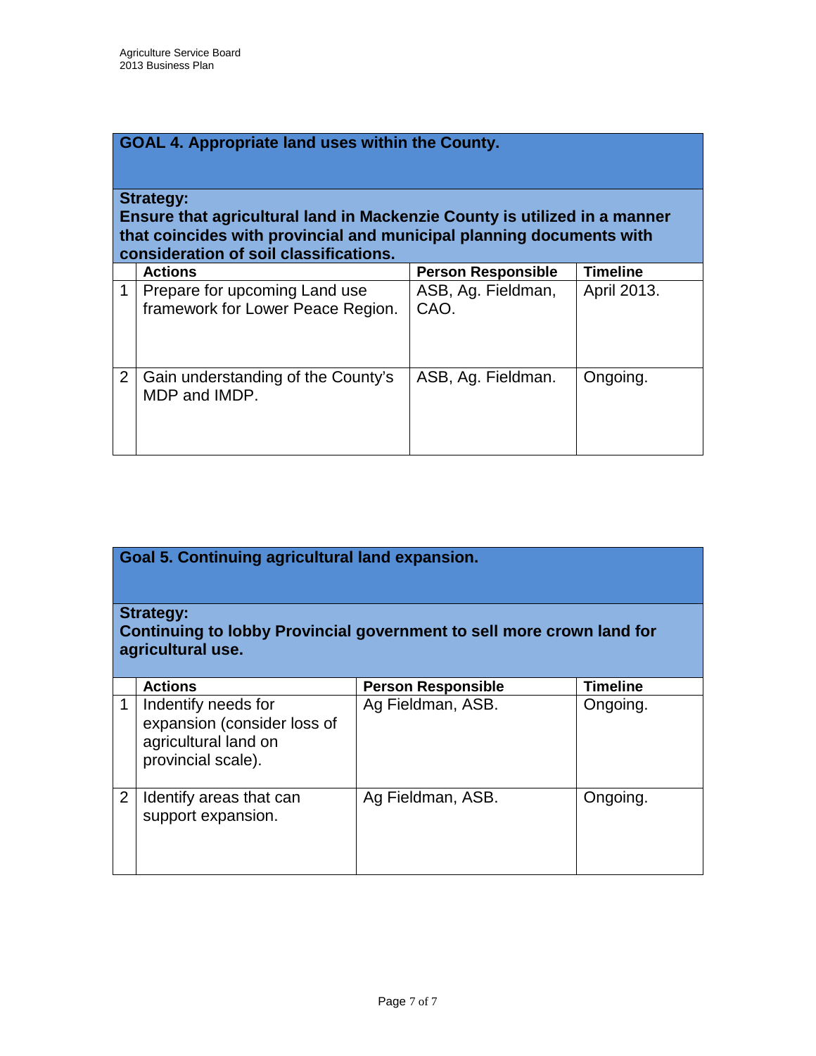## GOAL 4. Appropriate land uses within the County.

**Strategy:**
**Ensure that agricultural land in Mackenzie County is utilized in a manner that coincides with provincial and municipal planning documents with consideration of soil classifications.**

| | Actions | Person Responsible | Timeline |
|---|---|---|---|
| 1 | Prepare for upcoming Land use framework for Lower Peace Region. | ASB, Ag. Fieldman, CAO. | April 2013. |
| 2 | Gain understanding of the County's MDP and IMDP. | ASB, Ag. Fieldman. | Ongoing. |

## Goal 5. Continuing agricultural land expansion.

**Strategy:**
**Continuing to lobby Provincial government to sell more crown land for agricultural use.**

| | Actions | Person Responsible | Timeline |
|---|---|---|---|
| 1 | Indentify needs for expansion (consider loss of agricultural land on provincial scale). | Ag Fieldman, ASB. | Ongoing. |
| 2 | Identify areas that can support expansion. | Ag Fieldman, ASB. | Ongoing. |